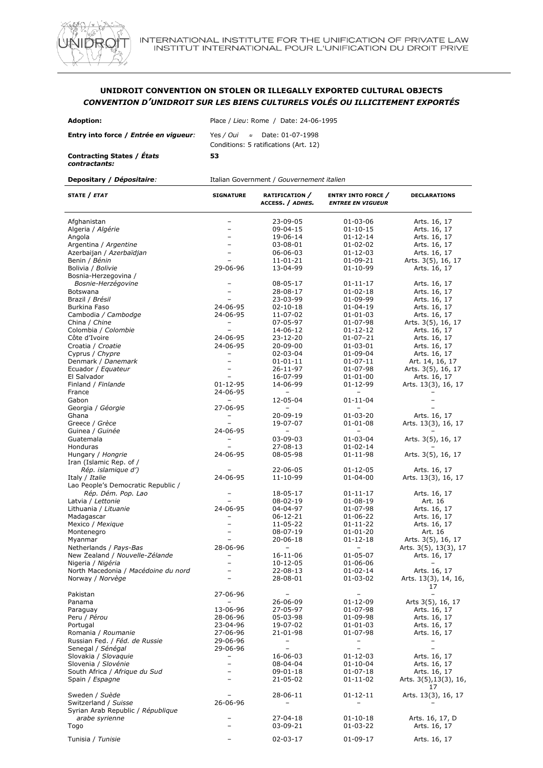## UNIDROIT CONVENTION ON STOLEN OR ILLEGALLY EXPORTED CULTURAL OBJECTS
## *CONVENTION D'UNIDROIT SUR LES BIENS CULTURELS VOLÉS OU ILLICITEMENT EXPORTÉS*

**Adoption:** Place / *Lieu*: Rome / Date: 24-06-1995

**Entry into force / *Entrée en vigueur*:** Yes / *Oui* ≈ Date: 01-07-1998
Conditions: 5 ratifications (Art. 12)

**Contracting States / *États contractants*:** **53**

**Depositary / *Dépositaire*:** Italian Government / *Gouvernement italien*

| STATE / *ETAT* | SIGNATURE | RATIFICATION / ACCESS. / *ADHES.* | ENTRY INTO FORCE / *ENTREE EN VIGUEUR* | DECLARATIONS |
|---|---|---|---|---|
| Afghanistan | – | 23-09-05 | 01-03-06 | Arts. 16, 17 |
| Algeria / *Algérie* | – | 09-04-15 | 01-10-15 | Arts. 16, 17 |
| Angola | – | 19-06-14 | 01-12-14 | Arts. 16, 17 |
| Argentina / *Argentine* | – | 03-08-01 | 01-02-02 | Arts. 16, 17 |
| Azerbaijan / *Azerbaïdjan* | – | 06-06-03 | 01-12-03 | Arts. 16, 17 |
| Benin / *Bénin* | – | 11-01-21 | 01-09-21 | Arts. 3(5), 16, 17 |
| Bolivia / *Bolivie* | 29-06-96 | 13-04-99 | 01-10-99 | Arts. 16, 17 |
| Bosnia-Herzegovina / *Bosnie-Herzégovine* | – | 08-05-17 | 01-11-17 | Arts. 16, 17 |
| Botswana | – | 28-08-17 | 01-02-18 | Arts. 16, 17 |
| Brazil / *Brésil* | – | 23-03-99 | 01-09-99 | Arts. 16, 17 |
| Burkina Faso | 24-06-95 | 02-10-18 | 01-04-19 | Arts. 16, 17 |
| Cambodia / *Cambodge* | 24-06-95 | 11-07-02 | 01-01-03 | Arts. 16, 17 |
| China / *Chine* | – | 07-05-97 | 01-07-98 | Arts. 3(5), 16, 17 |
| Colombia / *Colombie* | – | 14-06-12 | 01-12-12 | Arts. 16, 17 |
| Côte d'Ivoire | 24-06-95 | 23-12-20 | 01-07-21 | Arts. 16, 17 |
| Croatia / *Croatie* | 24-06-95 | 20-09-00 | 01-03-01 | Arts. 16, 17 |
| Cyprus / *Chypre* | – | 02-03-04 | 01-09-04 | Arts. 16, 17 |
| Denmark / *Danemark* | – | 01-01-11 | 01-07-11 | Art. 14, 16, 17 |
| Ecuador / *Equateur* | – | 26-11-97 | 01-07-98 | Arts. 3(5), 16, 17 |
| El Salvador | – | 16-07-99 | 01-01-00 | Arts. 16, 17 |
| Finland / *Finlande* | 01-12-95 | 14-06-99 | 01-12-99 | Arts. 13(3), 16, 17 |
| France | 24-06-95 | – | – | – |
| Gabon | – | 12-05-04 | 01-11-04 | – |
| Georgia / *Géorgie* | 27-06-95 | – | – | – |
| Ghana | – | 20-09-19 | 01-03-20 | Arts. 16, 17 |
| Greece / *Grèce* | – | 19-07-07 | 01-01-08 | Arts. 13(3), 16, 17 |
| Guinea / *Guinée* | 24-06-95 | – | – | – |
| Guatemala | – | 03-09-03 | 01-03-04 | Arts. 3(5), 16, 17 |
| Honduras | – | 27-08-13 | 01-02-14 | – |
| Hungary / *Hongrie* | 24-06-95 | 08-05-98 | 01-11-98 | Arts. 3(5), 16, 17 |
| Iran (Islamic Rep. of / *Rép. islamique d'*) | – | 22-06-05 | 01-12-05 | Arts. 16, 17 |
| Italy / *Italie* | 24-06-95 | 11-10-99 | 01-04-00 | Arts. 13(3), 16, 17 |
| Lao People's Democratic Republic / *Rép. Dém. Pop. Lao* | – | 18-05-17 | 01-11-17 | Arts. 16, 17 |
| Latvia / *Lettonie* | – | 08-02-19 | 01-08-19 | Art. 16 |
| Lithuania / *Lituanie* | 24-06-95 | 04-04-97 | 01-07-98 | Arts. 16, 17 |
| Madagascar | – | 06-12-21 | 01-06-22 | Arts. 16, 17 |
| Mexico / *Mexique* | – | 11-05-22 | 01-11-22 | Arts. 16, 17 |
| Montenegro | – | 08-07-19 | 01-01-20 | Art. 16 |
| Myanmar | – | 20-06-18 | 01-12-18 | Arts. 3(5), 16, 17 |
| Netherlands / *Pays-Bas* | 28-06-96 | – | – | Arts. 3(5), 13(3), 17 |
| New Zealand / *Nouvelle-Zélande* | – | 16-11-06 | 01-05-07 | Arts. 16, 17 |
| Nigeria / *Nigéria* | – | 10-12-05 | 01-06-06 | – |
| North Macedonia / *Macédoine du nord* | – | 22-08-13 | 01-02-14 | Arts. 16, 17 |
| Norway / *Norvège* | – | 28-08-01 | 01-03-02 | Arts. 13(3), 14, 16, 17 |
| Pakistan | 27-06-96 | – | – | – |
| Panama | – | 26-06-09 | 01-12-09 | Arts 3(5), 16, 17 |
| Paraguay | 13-06-96 | 27-05-97 | 01-07-98 | Arts. 16, 17 |
| Peru / *Pérou* | 28-06-96 | 05-03-98 | 01-09-98 | Arts. 16, 17 |
| Portugal | 23-04-96 | 19-07-02 | 01-01-03 | Arts. 16, 17 |
| Romania / *Roumanie* | 27-06-96 | 21-01-98 | 01-07-98 | Arts. 16, 17 |
| Russian Fed. / *Féd. de Russie* | 29-06-96 | – | – | – |
| Senegal / *Sénégal* | 29-06-96 | – | – | – |
| Slovakia / *Slovaquie* | – | 16-06-03 | 01-12-03 | Arts. 16, 17 |
| Slovenia / *Slovénie* | – | 08-04-04 | 01-10-04 | Arts. 16, 17 |
| South Africa / *Afrique du Sud* | – | 09-01-18 | 01-07-18 | Arts. 16, 17 |
| Spain / *Espagne* | – | 21-05-02 | 01-11-02 | Arts. 3(5),13(3), 16, 17 |
| Sweden / *Suède* | – | 28-06-11 | 01-12-11 | Arts. 13(3), 16, 17 |
| Switzerland / *Suisse* | 26-06-96 | – | – | – |
| Syrian Arab Republic / *République arabe syrienne* | – | 27-04-18 | 01-10-18 | Arts. 16, 17, D |
| Togo | – | 03-09-21 | 01-03-22 | Arts. 16, 17 |
| Tunisia / *Tunisie* | – | 02-03-17 | 01-09-17 | Arts. 16, 17 |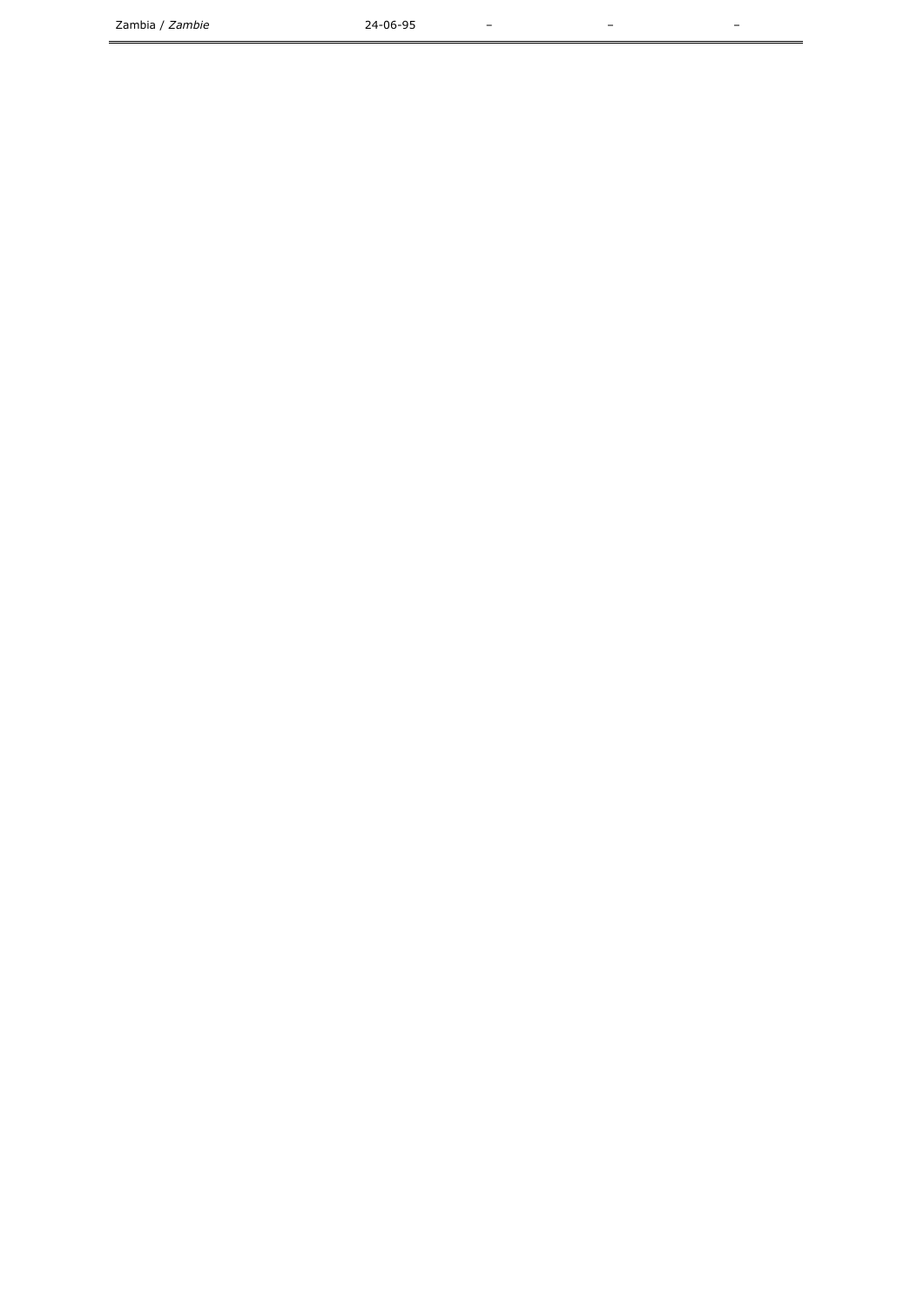| | | | | |
|---|---|---|---|---|
| Zambia / *Zambie* | 24-06-95 | – | – | – |